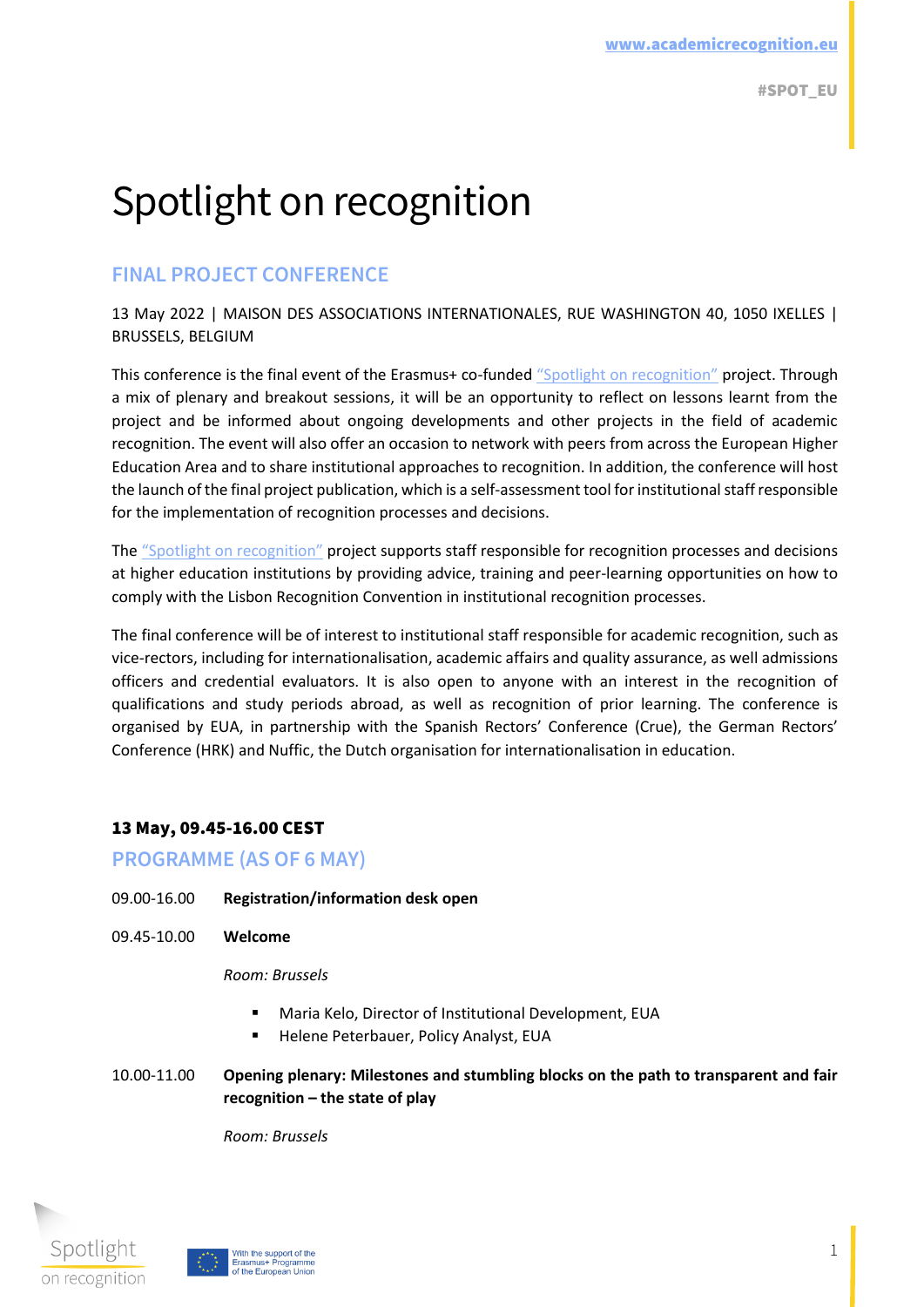www.academicrecognition.eu

#SPOT_EU

# Spotlight on recognition

## FINAL PROJECT CONFERENCE

13 May 2022 | MAISON DES ASSOCIATIONS INTERNATIONALES, RUE WASHINGTON 40, 1050 IXELLES | BRUSSELS, BELGIUM

This conference is the final event of the Erasmus+ co-funded "Spotlight on recognition" project. Through a mix of plenary and breakout sessions, it will be an opportunity to reflect on lessons learnt from the project and be informed about ongoing developments and other projects in the field of academic recognition. The event will also offer an occasion to network with peers from across the European Higher Education Area and to share institutional approaches to recognition. In addition, the conference will host the launch of the final project publication, which is a self-assessment tool for institutional staff responsible for the implementation of recognition processes and decisions.

The "Spotlight on recognition" project supports staff responsible for recognition processes and decisions at higher education institutions by providing advice, training and peer-learning opportunities on how to comply with the Lisbon Recognition Convention in institutional recognition processes.

The final conference will be of interest to institutional staff responsible for academic recognition, such as vice-rectors, including for internationalisation, academic affairs and quality assurance, as well admissions officers and credential evaluators. It is also open to anyone with an interest in the recognition of qualifications and study periods abroad, as well as recognition of prior learning. The conference is organised by EUA, in partnership with the Spanish Rectors' Conference (Crue), the German Rectors' Conference (HRK) and Nuffic, the Dutch organisation for internationalisation in education.

**13 May, 09.45-16.00 CEST**

## PROGRAMME (AS OF 6 MAY)

09.00-16.00 **Registration/information desk open**

09.45-10.00 **Welcome**

*Room: Brussels*

- Maria Kelo, Director of Institutional Development, EUA
- Helene Peterbauer, Policy Analyst, EUA

10.00-11.00 **Opening plenary: Milestones and stumbling blocks on the path to transparent and fair recognition – the state of play**

*Room: Brussels*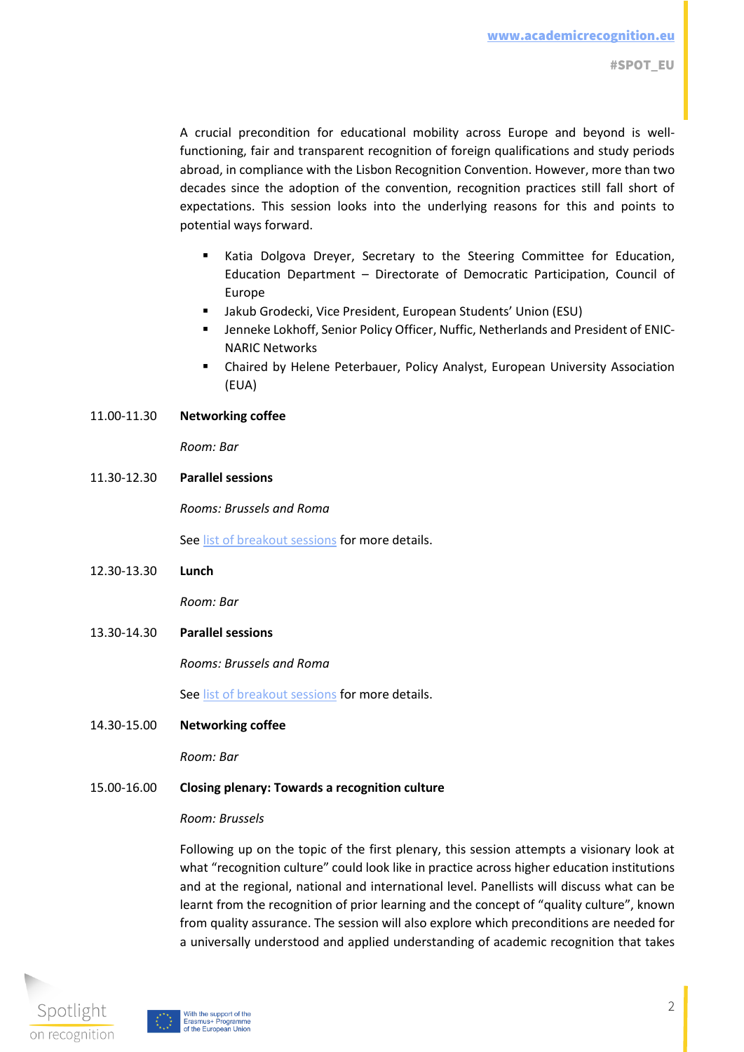A crucial precondition for educational mobility across Europe and beyond is well-functioning, fair and transparent recognition of foreign qualifications and study periods abroad, in compliance with the Lisbon Recognition Convention. However, more than two decades since the adoption of the convention, recognition practices still fall short of expectations. This session looks into the underlying reasons for this and points to potential ways forward.

- Katia Dolgova Dreyer, Secretary to the Steering Committee for Education, Education Department – Directorate of Democratic Participation, Council of Europe
- Jakub Grodecki, Vice President, European Students' Union (ESU)
- Jenneke Lokhoff, Senior Policy Officer, Nuffic, Netherlands and President of ENIC-NARIC Networks
- Chaired by Helene Peterbauer, Policy Analyst, European University Association (EUA)

11.00-11.30 **Networking coffee**

*Room: Bar*

11.30-12.30 **Parallel sessions**

*Rooms: Brussels and Roma*

See list of breakout sessions for more details.

12.30-13.30 **Lunch**

*Room: Bar*

13.30-14.30 **Parallel sessions**

*Rooms: Brussels and Roma*

See list of breakout sessions for more details.

14.30-15.00 **Networking coffee**

*Room: Bar*

15.00-16.00 **Closing plenary: Towards a recognition culture**

*Room: Brussels*

Following up on the topic of the first plenary, this session attempts a visionary look at what "recognition culture" could look like in practice across higher education institutions and at the regional, national and international level. Panellists will discuss what can be learnt from the recognition of prior learning and the concept of "quality culture", known from quality assurance. The session will also explore which preconditions are needed for a universally understood and applied understanding of academic recognition that takes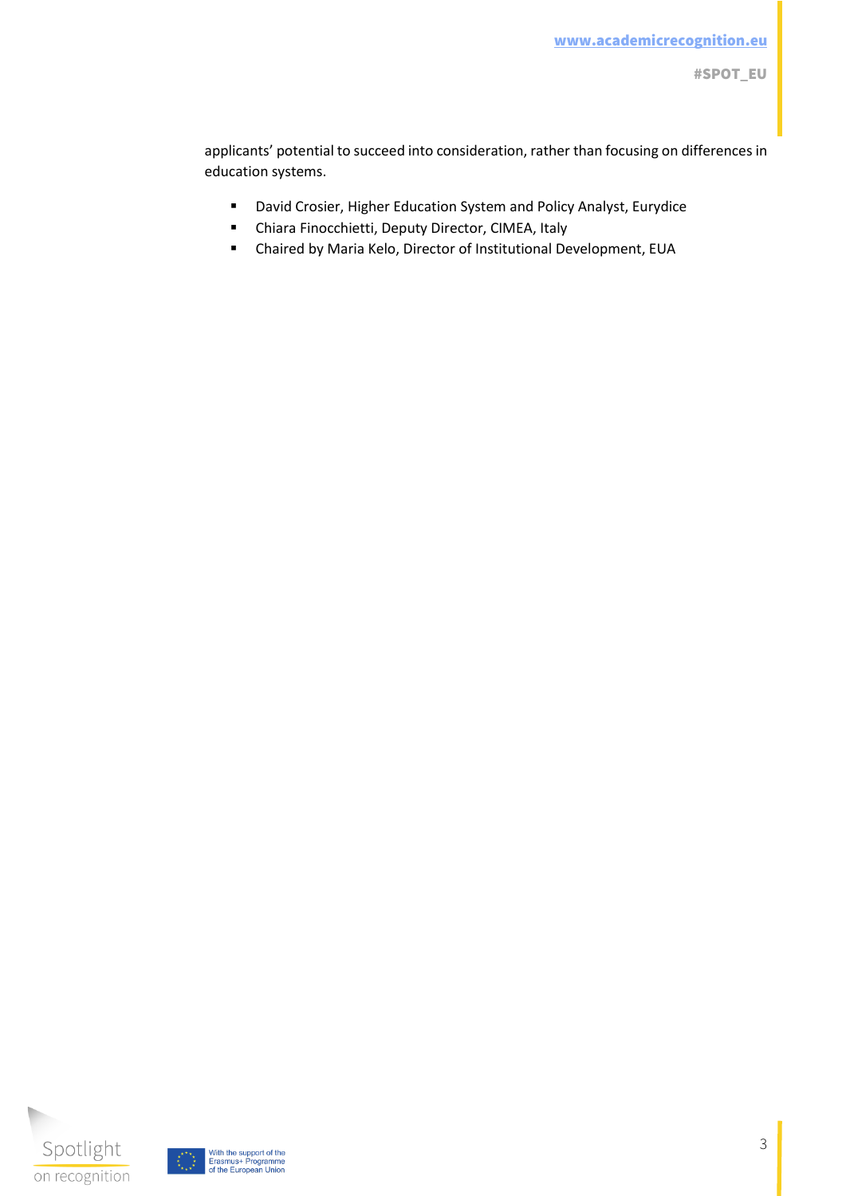applicants' potential to succeed into consideration, rather than focusing on differences in education systems.

- David Crosier, Higher Education System and Policy Analyst, Eurydice
- Chiara Finocchietti, Deputy Director, CIMEA, Italy
- Chaired by Maria Kelo, Director of Institutional Development, EUA